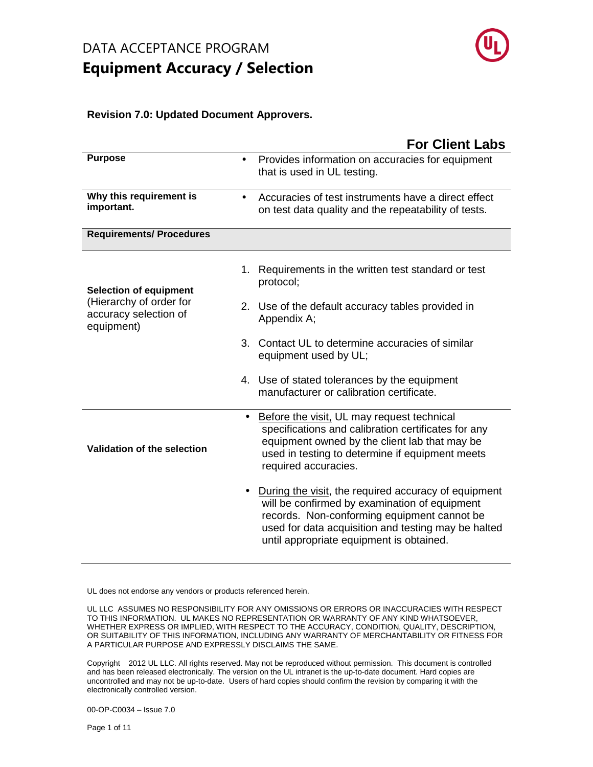DATA ACCEPTANCE PROGRAM

# Equipment Accuracy / Selection

**Revision 7.0: Updated Document Approvers.**

## For Client Labs

| | |
|---|---|
| **Purpose** | • Provides information on accuracies for equipment that is used in UL testing. |
| **Why this requirement is important.** | • Accuracies of test instruments have a direct effect on test data quality and the repeatability of tests. |
| **Requirements/ Procedures** | |
| **Selection of equipment** (Hierarchy of order for accuracy selection of equipment) | 1. Requirements in the written test standard or test protocol;<br>2. Use of the default accuracy tables provided in Appendix A;<br>3. Contact UL to determine accuracies of similar equipment used by UL;<br>4. Use of stated tolerances by the equipment manufacturer or calibration certificate. |
| **Validation of the selection** | • Before the visit, UL may request technical specifications and calibration certificates for any equipment owned by the client lab that may be used in testing to determine if equipment meets required accuracies.<br>• During the visit, the required accuracy of equipment will be confirmed by examination of equipment records. Non-conforming equipment cannot be used for data acquisition and testing may be halted until appropriate equipment is obtained. |

UL does not endorse any vendors or products referenced herein.

UL LLC ASSUMES NO RESPONSIBILITY FOR ANY OMISSIONS OR ERRORS OR INACCURACIES WITH RESPECT TO THIS INFORMATION. UL MAKES NO REPRESENTATION OR WARRANTY OF ANY KIND WHATSOEVER, WHETHER EXPRESS OR IMPLIED, WITH RESPECT TO THE ACCURACY, CONDITION, QUALITY, DESCRIPTION, OR SUITABILITY OF THIS INFORMATION, INCLUDING ANY WARRANTY OF MERCHANTABILITY OR FITNESS FOR A PARTICULAR PURPOSE AND EXPRESSLY DISCLAIMS THE SAME.

Copyright 2012 UL LLC. All rights reserved. May not be reproduced without permission. This document is controlled and has been released electronically. The version on the UL intranet is the up-to-date document. Hard copies are uncontrolled and may not be up-to-date. Users of hard copies should confirm the revision by comparing it with the electronically controlled version.

00-OP-C0034 – Issue 7.0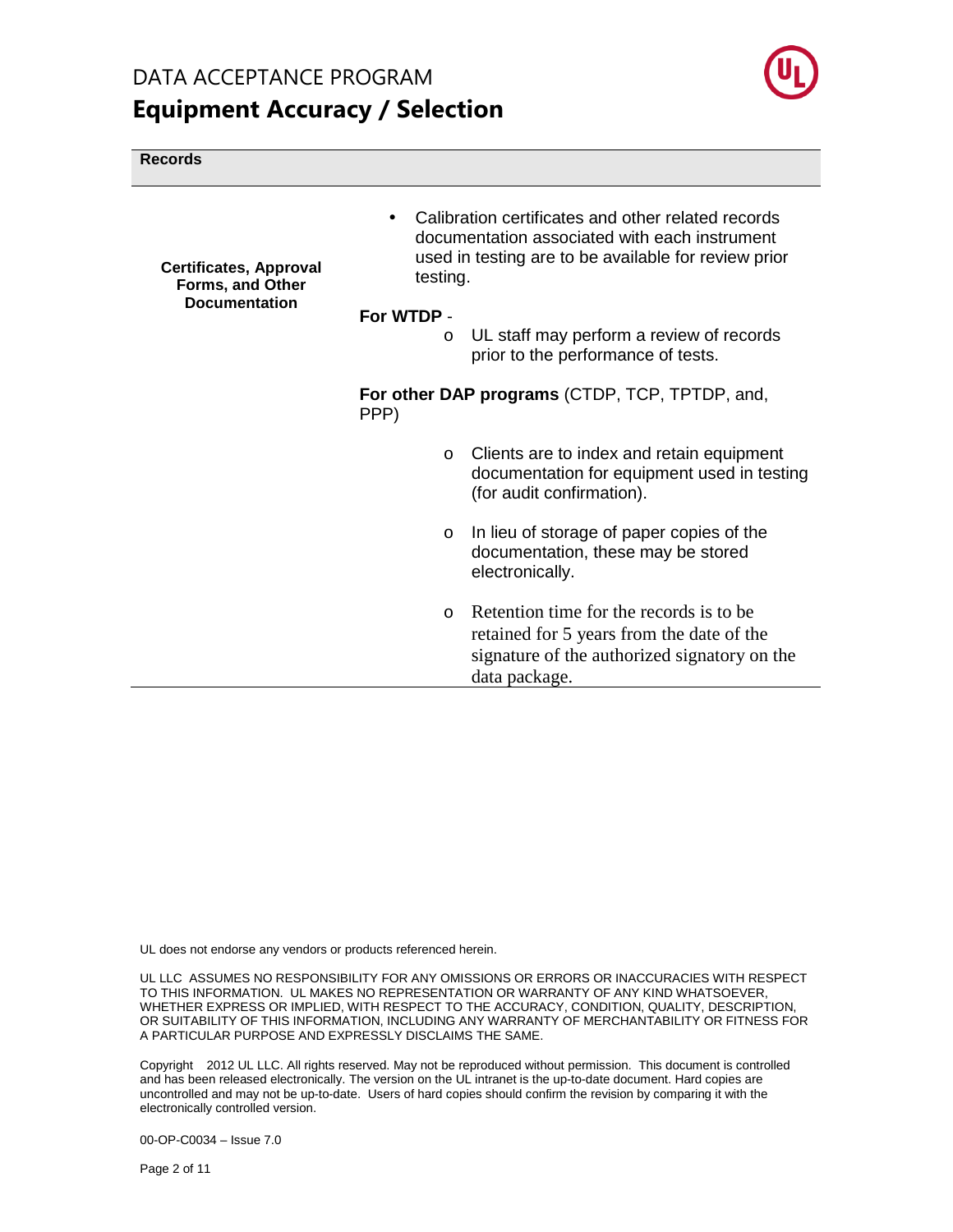## Records

**Certificates, Approval Forms, and Other Documentation**

- Calibration certificates and other related records documentation associated with each instrument used in testing are to be available for review prior testing.

**For WTDP** -

- UL staff may perform a review of records prior to the performance of tests.

**For other DAP programs** (CTDP, TCP, TPTDP, and, PPP)

- Clients are to index and retain equipment documentation for equipment used in testing (for audit confirmation).
- In lieu of storage of paper copies of the documentation, these may be stored electronically.
- Retention time for the records is to be retained for 5 years from the date of the signature of the authorized signatory on the data package.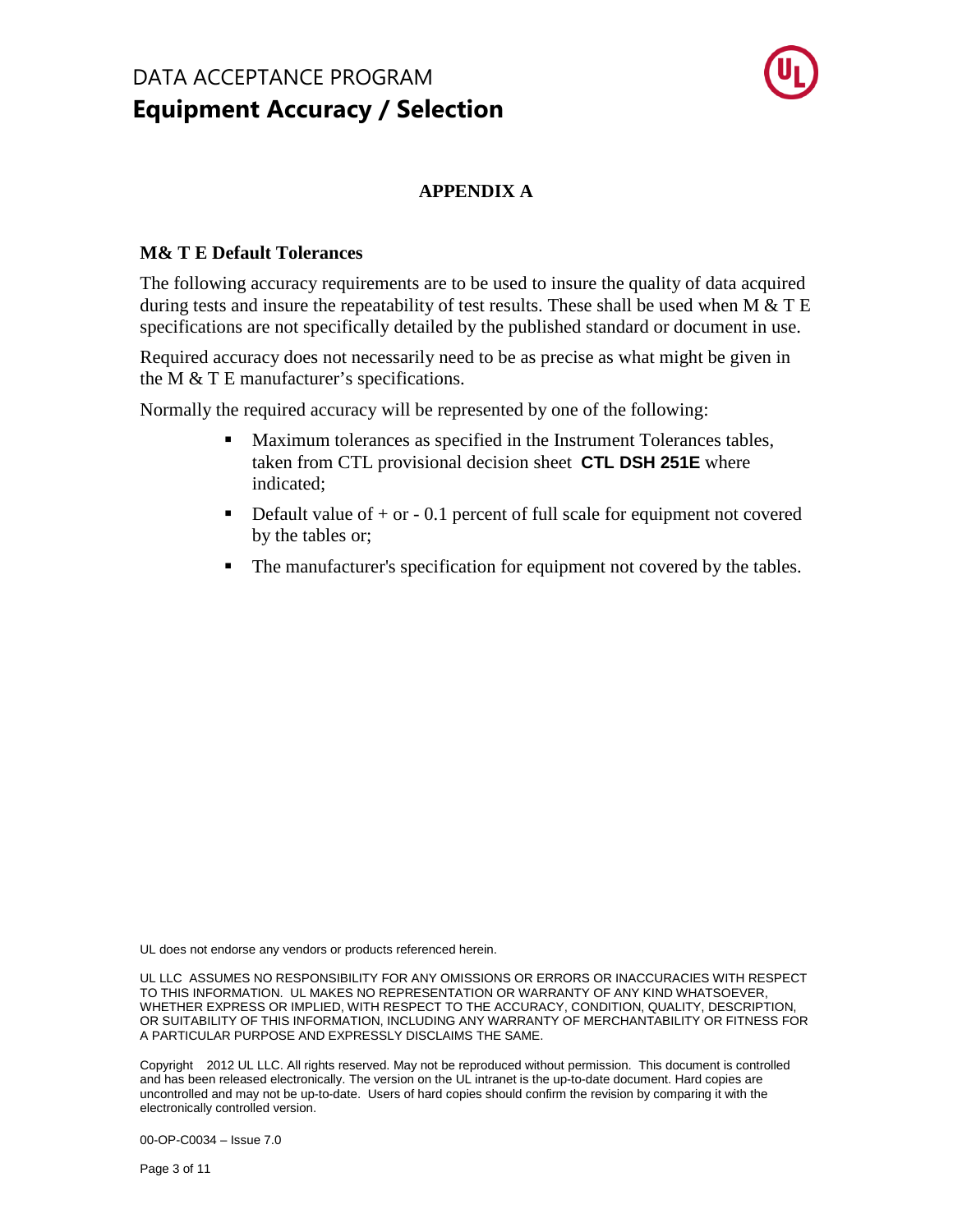## APPENDIX A

### M& T E Default Tolerances

The following accuracy requirements are to be used to insure the quality of data acquired during tests and insure the repeatability of test results. These shall be used when M & T E specifications are not specifically detailed by the published standard or document in use.

Required accuracy does not necessarily need to be as precise as what might be given in the M & T E manufacturer's specifications.

Normally the required accuracy will be represented by one of the following:

- Maximum tolerances as specified in the Instrument Tolerances tables, taken from CTL provisional decision sheet **CTL DSH 251E** where indicated;
- Default value of + or - 0.1 percent of full scale for equipment not covered by the tables or;
- The manufacturer's specification for equipment not covered by the tables.

UL does not endorse any vendors or products referenced herein.

UL LLC ASSUMES NO RESPONSIBILITY FOR ANY OMISSIONS OR ERRORS OR INACCURACIES WITH RESPECT TO THIS INFORMATION. UL MAKES NO REPRESENTATION OR WARRANTY OF ANY KIND WHATSOEVER, WHETHER EXPRESS OR IMPLIED, WITH RESPECT TO THE ACCURACY, CONDITION, QUALITY, DESCRIPTION, OR SUITABILITY OF THIS INFORMATION, INCLUDING ANY WARRANTY OF MERCHANTABILITY OR FITNESS FOR A PARTICULAR PURPOSE AND EXPRESSLY DISCLAIMS THE SAME.

Copyright 2012 UL LLC. All rights reserved. May not be reproduced without permission. This document is controlled and has been released electronically. The version on the UL intranet is the up-to-date document. Hard copies are uncontrolled and may not be up-to-date. Users of hard copies should confirm the revision by comparing it with the electronically controlled version.

00-OP-C0034 – Issue 7.0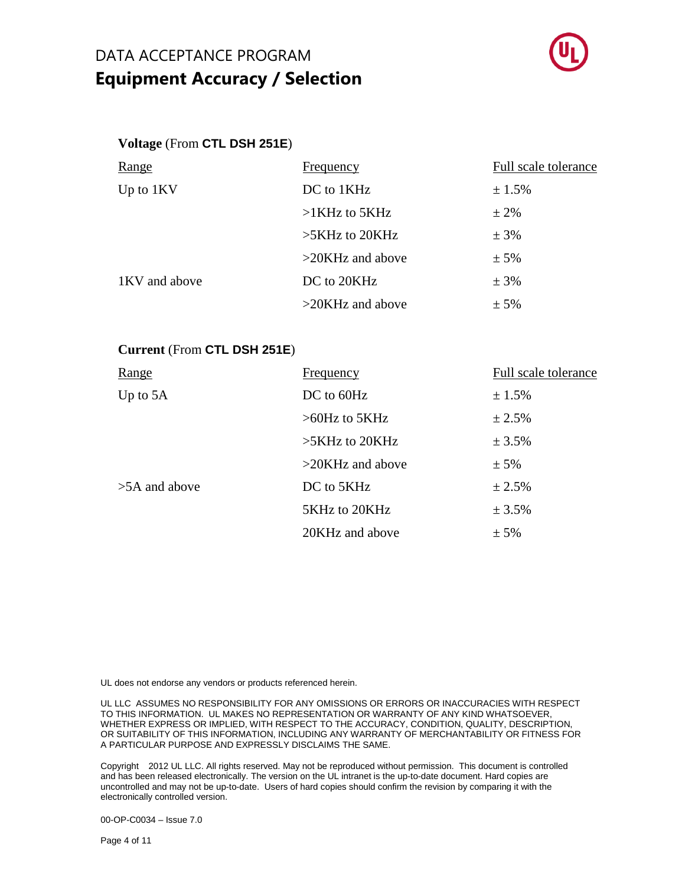# DATA ACCEPTANCE PROGRAM

## Equipment Accuracy / Selection

**Voltage** (From **CTL DSH 251E**)

| Range | Frequency | Full scale tolerance |
|---|---|---|
| Up to 1KV | DC to 1KHz | ± 1.5% |
| | >1KHz to 5KHz | ± 2% |
| | >5KHz to 20KHz | ± 3% |
| | >20KHz and above | ± 5% |
| 1KV and above | DC to 20KHz | ± 3% |
| | >20KHz and above | ± 5% |

**Current** (From **CTL DSH 251E**)

| Range | Frequency | Full scale tolerance |
|---|---|---|
| Up to 5A | DC to 60Hz | ± 1.5% |
| | >60Hz to 5KHz | ± 2.5% |
| | >5KHz to 20KHz | ± 3.5% |
| | >20KHz and above | ± 5% |
| >5A and above | DC to 5KHz | ± 2.5% |
| | 5KHz to 20KHz | ± 3.5% |
| | 20KHz and above | ± 5% |

UL does not endorse any vendors or products referenced herein.

UL LLC ASSUMES NO RESPONSIBILITY FOR ANY OMISSIONS OR ERRORS OR INACCURACIES WITH RESPECT TO THIS INFORMATION. UL MAKES NO REPRESENTATION OR WARRANTY OF ANY KIND WHATSOEVER, WHETHER EXPRESS OR IMPLIED, WITH RESPECT TO THE ACCURACY, CONDITION, QUALITY, DESCRIPTION, OR SUITABILITY OF THIS INFORMATION, INCLUDING ANY WARRANTY OF MERCHANTABILITY OR FITNESS FOR A PARTICULAR PURPOSE AND EXPRESSLY DISCLAIMS THE SAME.

Copyright 2012 UL LLC. All rights reserved. May not be reproduced without permission. This document is controlled and has been released electronically. The version on the UL intranet is the up-to-date document. Hard copies are uncontrolled and may not be up-to-date. Users of hard copies should confirm the revision by comparing it with the electronically controlled version.

00-OP-C0034 – Issue 7.0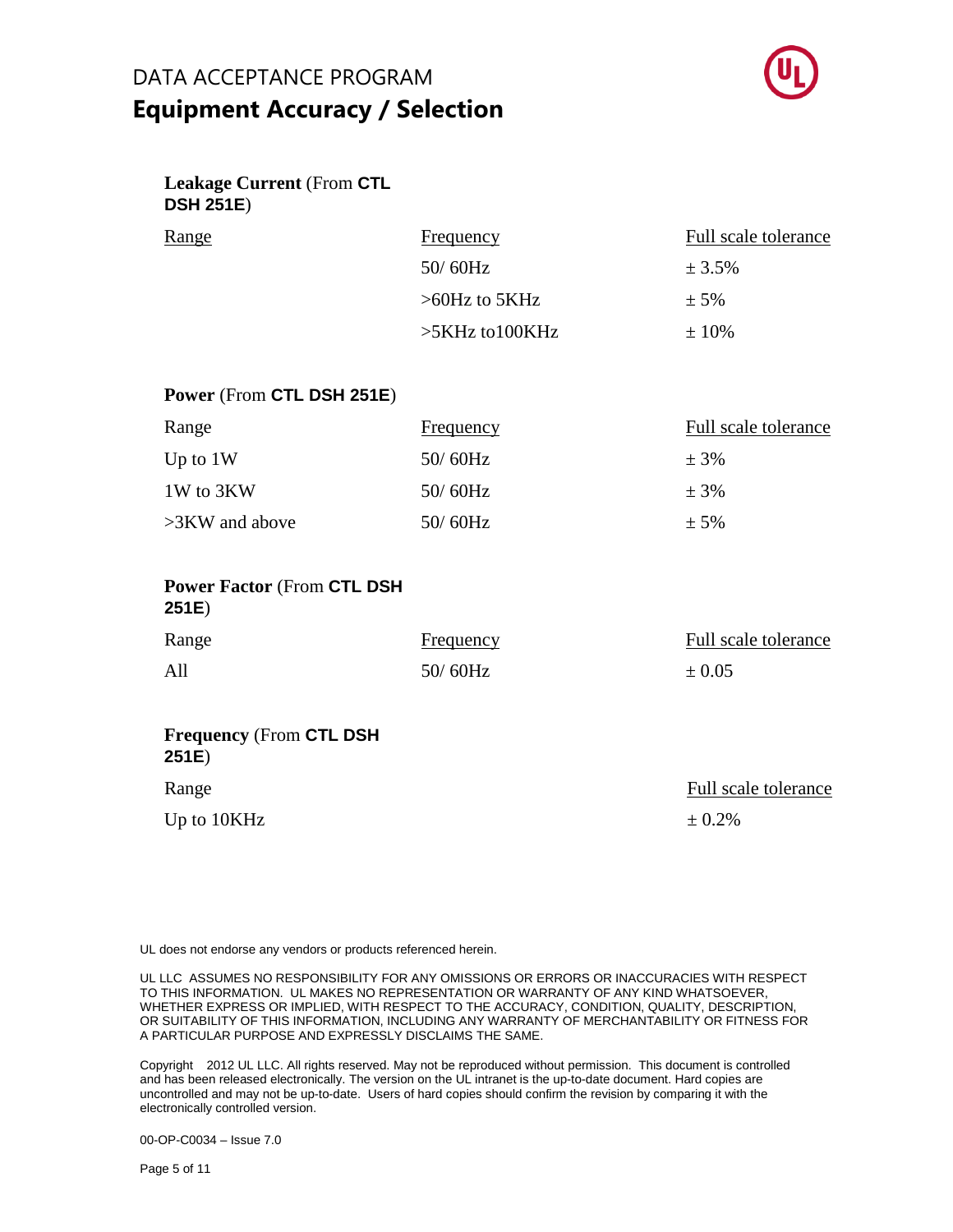**Leakage Current** (From **CTL DSH 251E**)

| Range | Frequency | Full scale tolerance |
|---|---|---|
| | 50/ 60Hz | ± 3.5% |
| | >60Hz to 5KHz | ± 5% |
| | >5KHz to100KHz | ± 10% |

**Power** (From **CTL DSH 251E**)

| Range | Frequency | Full scale tolerance |
|---|---|---|
| Up to 1W | 50/ 60Hz | ± 3% |
| 1W to 3KW | 50/ 60Hz | ± 3% |
| >3KW and above | 50/ 60Hz | ± 5% |

**Power Factor** (From **CTL DSH 251E**)

| Range | Frequency | Full scale tolerance |
|---|---|---|
| All | 50/ 60Hz | ± 0.05 |

**Frequency** (From **CTL DSH 251E**)

| Range | Full scale tolerance |
|---|---|
| Up to 10KHz | ± 0.2% |

UL does not endorse any vendors or products referenced herein.

UL LLC ASSUMES NO RESPONSIBILITY FOR ANY OMISSIONS OR ERRORS OR INACCURACIES WITH RESPECT TO THIS INFORMATION. UL MAKES NO REPRESENTATION OR WARRANTY OF ANY KIND WHATSOEVER, WHETHER EXPRESS OR IMPLIED, WITH RESPECT TO THE ACCURACY, CONDITION, QUALITY, DESCRIPTION, OR SUITABILITY OF THIS INFORMATION, INCLUDING ANY WARRANTY OF MERCHANTABILITY OR FITNESS FOR A PARTICULAR PURPOSE AND EXPRESSLY DISCLAIMS THE SAME.

Copyright 2012 UL LLC. All rights reserved. May not be reproduced without permission. This document is controlled and has been released electronically. The version on the UL intranet is the up-to-date document. Hard copies are uncontrolled and may not be up-to-date. Users of hard copies should confirm the revision by comparing it with the electronically controlled version.

00-OP-C0034 – Issue 7.0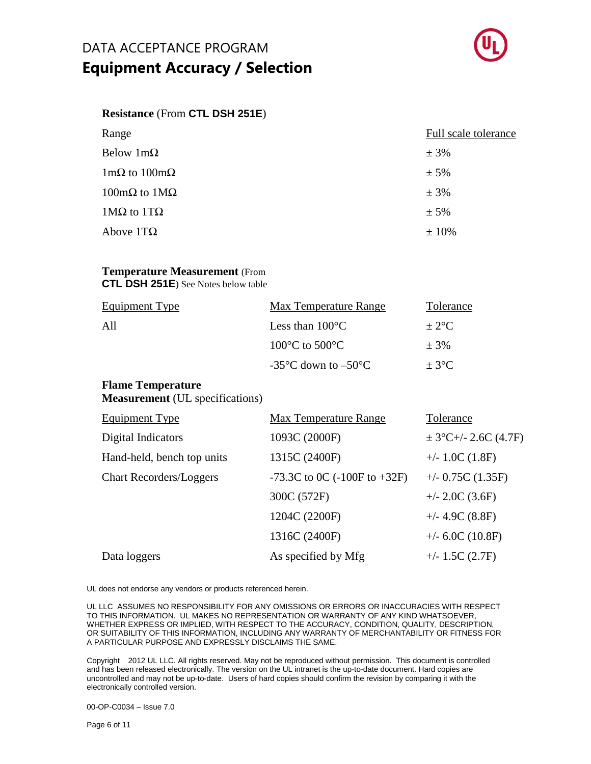# DATA ACCEPTANCE PROGRAM

## Equipment Accuracy / Selection

**Resistance** (From **CTL DSH 251E**)

| Range | Full scale tolerance |
|---|---|
| Below 1mΩ | ± 3% |
| 1mΩ to 100mΩ | ± 5% |
| 100mΩ to 1MΩ | ± 3% |
| 1MΩ to 1TΩ | ± 5% |
| Above 1TΩ | ± 10% |

**Temperature Measurement** (From **CTL DSH 251E**) See Notes below table

| Equipment Type | Max Temperature Range | Tolerance |
|---|---|---|
| All | Less than 100°C | ± 2°C |
| | 100°C to 500°C | ± 3% |
| | -35°C down to –50°C | ± 3°C |

**Flame Temperature Measurement** (UL specifications)

| Equipment Type | Max Temperature Range | Tolerance |
|---|---|---|
| Digital Indicators | 1093C (2000F) | ± 3°C+/- 2.6C (4.7F) |
| Hand-held, bench top units | 1315C (2400F) | +/- 1.0C (1.8F) |
| Chart Recorders/Loggers | -73.3C to 0C (-100F to +32F) | +/- 0.75C (1.35F) |
| | 300C (572F) | +/- 2.0C (3.6F) |
| | 1204C (2200F) | +/- 4.9C (8.8F) |
| | 1316C (2400F) | +/- 6.0C (10.8F) |
| Data loggers | As specified by Mfg | +/- 1.5C (2.7F) |

UL does not endorse any vendors or products referenced herein.

UL LLC ASSUMES NO RESPONSIBILITY FOR ANY OMISSIONS OR ERRORS OR INACCURACIES WITH RESPECT TO THIS INFORMATION. UL MAKES NO REPRESENTATION OR WARRANTY OF ANY KIND WHATSOEVER, WHETHER EXPRESS OR IMPLIED, WITH RESPECT TO THE ACCURACY, CONDITION, QUALITY, DESCRIPTION, OR SUITABILITY OF THIS INFORMATION, INCLUDING ANY WARRANTY OF MERCHANTABILITY OR FITNESS FOR A PARTICULAR PURPOSE AND EXPRESSLY DISCLAIMS THE SAME.

Copyright 2012 UL LLC. All rights reserved. May not be reproduced without permission. This document is controlled and has been released electronically. The version on the UL intranet is the up-to-date document. Hard copies are uncontrolled and may not be up-to-date. Users of hard copies should confirm the revision by comparing it with the electronically controlled version.

00-OP-C0034 – Issue 7.0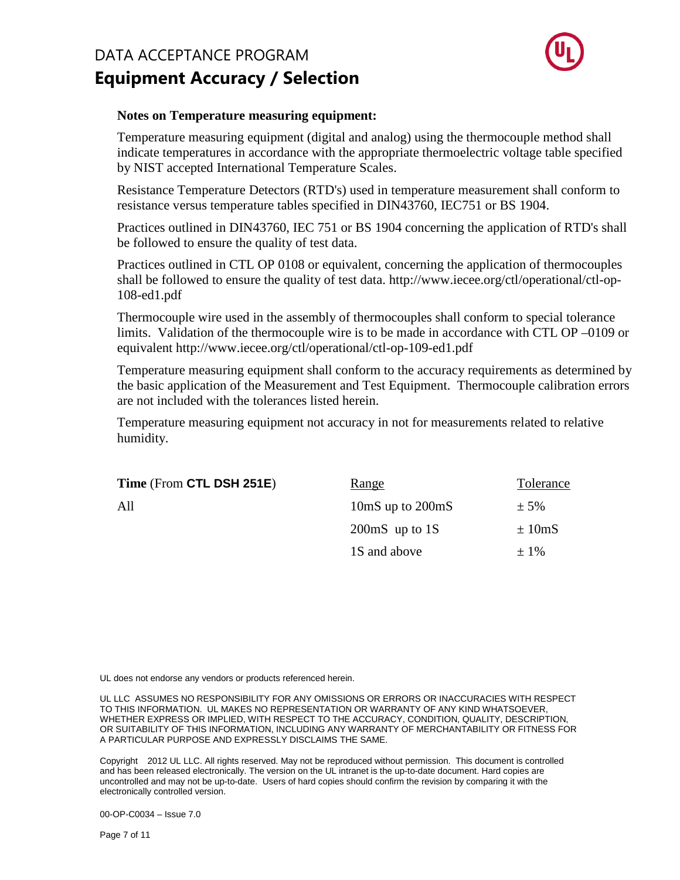# DATA ACCEPTANCE PROGRAM

## Equipment Accuracy / Selection

**Notes on Temperature measuring equipment:**

Temperature measuring equipment (digital and analog) using the thermocouple method shall indicate temperatures in accordance with the appropriate thermoelectric voltage table specified by NIST accepted International Temperature Scales.

Resistance Temperature Detectors (RTD's) used in temperature measurement shall conform to resistance versus temperature tables specified in DIN43760, IEC751 or BS 1904.

Practices outlined in DIN43760, IEC 751 or BS 1904 concerning the application of RTD's shall be followed to ensure the quality of test data.

Practices outlined in CTL OP 0108 or equivalent, concerning the application of thermocouples shall be followed to ensure the quality of test data. http://www.iecee.org/ctl/operational/ctl-op-108-ed1.pdf

Thermocouple wire used in the assembly of thermocouples shall conform to special tolerance limits. Validation of the thermocouple wire is to be made in accordance with CTL OP –0109 or equivalent http://www.iecee.org/ctl/operational/ctl-op-109-ed1.pdf

Temperature measuring equipment shall conform to the accuracy requirements as determined by the basic application of the Measurement and Test Equipment. Thermocouple calibration errors are not included with the tolerances listed herein.

Temperature measuring equipment not accuracy in not for measurements related to relative humidity.

| **Time** (From **CTL DSH 251E**) | Range | Tolerance |
|---|---|---|
| All | 10mS up to 200mS | ± 5% |
| | 200mS up to 1S | ± 10mS |
| | 1S and above | ± 1% |

UL does not endorse any vendors or products referenced herein.

UL LLC ASSUMES NO RESPONSIBILITY FOR ANY OMISSIONS OR ERRORS OR INACCURACIES WITH RESPECT TO THIS INFORMATION. UL MAKES NO REPRESENTATION OR WARRANTY OF ANY KIND WHATSOEVER, WHETHER EXPRESS OR IMPLIED, WITH RESPECT TO THE ACCURACY, CONDITION, QUALITY, DESCRIPTION, OR SUITABILITY OF THIS INFORMATION, INCLUDING ANY WARRANTY OF MERCHANTABILITY OR FITNESS FOR A PARTICULAR PURPOSE AND EXPRESSLY DISCLAIMS THE SAME.

Copyright 2012 UL LLC. All rights reserved. May not be reproduced without permission. This document is controlled and has been released electronically. The version on the UL intranet is the up-to-date document. Hard copies are uncontrolled and may not be up-to-date. Users of hard copies should confirm the revision by comparing it with the electronically controlled version.

00-OP-C0034 – Issue 7.0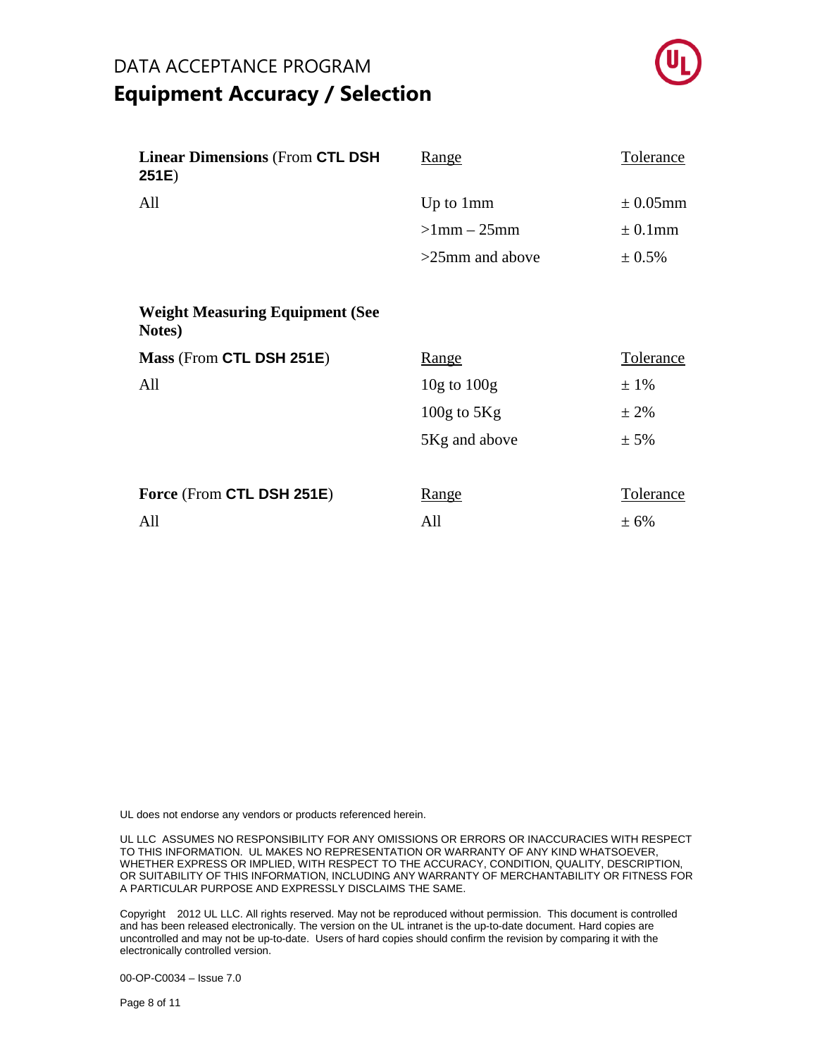DATA ACCEPTANCE PROGRAM

# Equipment Accuracy / Selection

| **Linear Dimensions** (From **CTL DSH 251E**) | Range | Tolerance |
|---|---|---|
| All | Up to 1mm | ± 0.05mm |
| | >1mm – 25mm | ± 0.1mm |
| | >25mm and above | ± 0.5% |

**Weight Measuring Equipment (See Notes)**

| **Mass** (From **CTL DSH 251E**) | Range | Tolerance |
|---|---|---|
| All | 10g to 100g | ± 1% |
| | 100g to 5Kg | ± 2% |
| | 5Kg and above | ± 5% |

| **Force** (From **CTL DSH 251E**) | Range | Tolerance |
|---|---|---|
| All | All | ± 6% |

UL does not endorse any vendors or products referenced herein.

UL LLC ASSUMES NO RESPONSIBILITY FOR ANY OMISSIONS OR ERRORS OR INACCURACIES WITH RESPECT TO THIS INFORMATION. UL MAKES NO REPRESENTATION OR WARRANTY OF ANY KIND WHATSOEVER, WHETHER EXPRESS OR IMPLIED, WITH RESPECT TO THE ACCURACY, CONDITION, QUALITY, DESCRIPTION, OR SUITABILITY OF THIS INFORMATION, INCLUDING ANY WARRANTY OF MERCHANTABILITY OR FITNESS FOR A PARTICULAR PURPOSE AND EXPRESSLY DISCLAIMS THE SAME.

Copyright 2012 UL LLC. All rights reserved. May not be reproduced without permission. This document is controlled and has been released electronically. The version on the UL intranet is the up-to-date document. Hard copies are uncontrolled and may not be up-to-date. Users of hard copies should confirm the revision by comparing it with the electronically controlled version.

00-OP-C0034 – Issue 7.0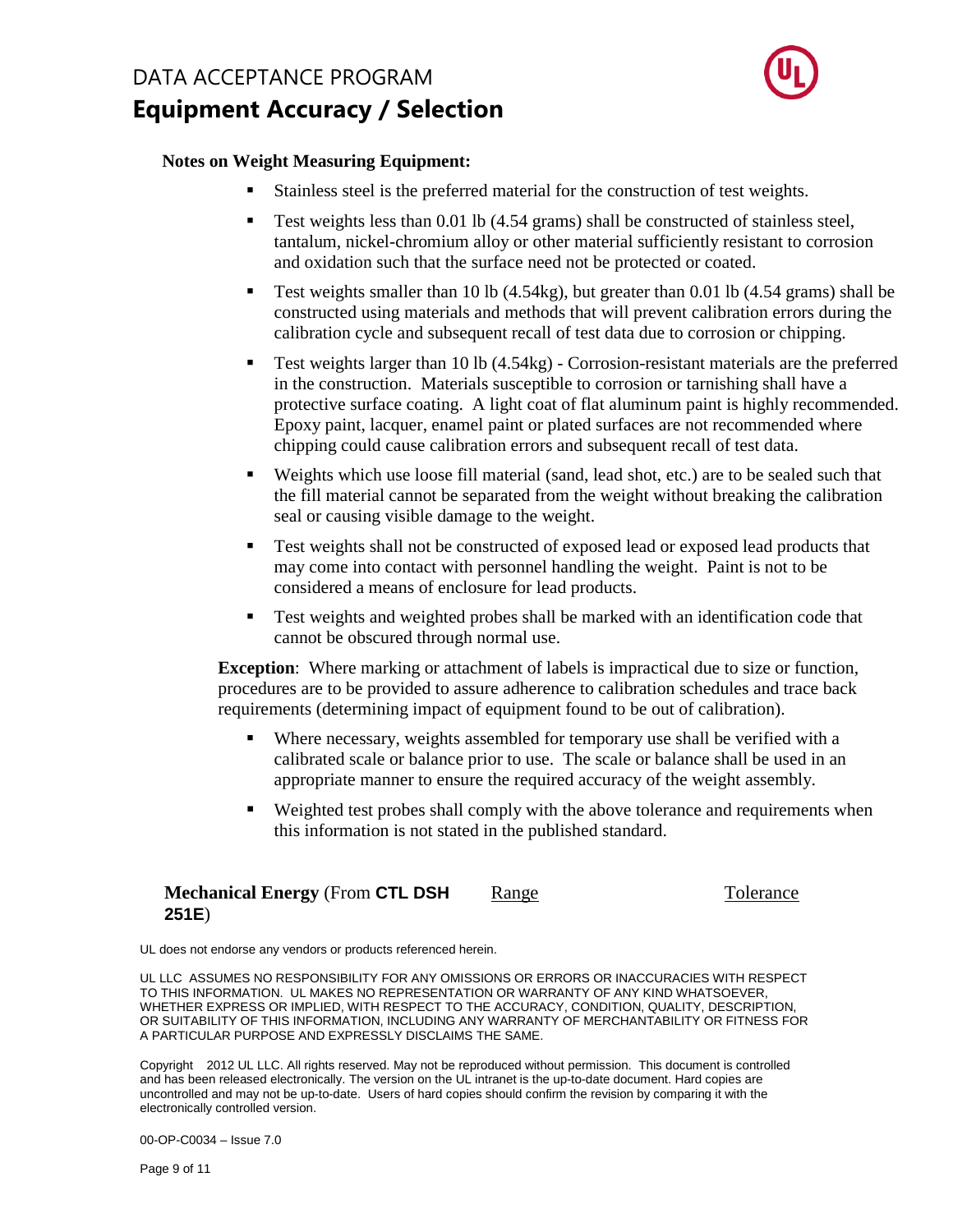**Notes on Weight Measuring Equipment:**

- Stainless steel is the preferred material for the construction of test weights.
- Test weights less than 0.01 lb (4.54 grams) shall be constructed of stainless steel, tantalum, nickel-chromium alloy or other material sufficiently resistant to corrosion and oxidation such that the surface need not be protected or coated.
- Test weights smaller than 10 lb (4.54kg), but greater than 0.01 lb (4.54 grams) shall be constructed using materials and methods that will prevent calibration errors during the calibration cycle and subsequent recall of test data due to corrosion or chipping.
- Test weights larger than 10 lb (4.54kg) - Corrosion-resistant materials are the preferred in the construction. Materials susceptible to corrosion or tarnishing shall have a protective surface coating. A light coat of flat aluminum paint is highly recommended. Epoxy paint, lacquer, enamel paint or plated surfaces are not recommended where chipping could cause calibration errors and subsequent recall of test data.
- Weights which use loose fill material (sand, lead shot, etc.) are to be sealed such that the fill material cannot be separated from the weight without breaking the calibration seal or causing visible damage to the weight.
- Test weights shall not be constructed of exposed lead or exposed lead products that may come into contact with personnel handling the weight. Paint is not to be considered a means of enclosure for lead products.
- Test weights and weighted probes shall be marked with an identification code that cannot be obscured through normal use.

**Exception**: Where marking or attachment of labels is impractical due to size or function, procedures are to be provided to assure adherence to calibration schedules and trace back requirements (determining impact of equipment found to be out of calibration).

- Where necessary, weights assembled for temporary use shall be verified with a calibrated scale or balance prior to use. The scale or balance shall be used in an appropriate manner to ensure the required accuracy of the weight assembly.
- Weighted test probes shall comply with the above tolerance and requirements when this information is not stated in the published standard.

| **Mechanical Energy** (From **CTL DSH 251E**) | Range | Tolerance |
|---|---|---|

UL does not endorse any vendors or products referenced herein.

UL LLC ASSUMES NO RESPONSIBILITY FOR ANY OMISSIONS OR ERRORS OR INACCURACIES WITH RESPECT TO THIS INFORMATION. UL MAKES NO REPRESENTATION OR WARRANTY OF ANY KIND WHATSOEVER, WHETHER EXPRESS OR IMPLIED, WITH RESPECT TO THE ACCURACY, CONDITION, QUALITY, DESCRIPTION, OR SUITABILITY OF THIS INFORMATION, INCLUDING ANY WARRANTY OF MERCHANTABILITY OR FITNESS FOR A PARTICULAR PURPOSE AND EXPRESSLY DISCLAIMS THE SAME.

Copyright 2012 UL LLC. All rights reserved. May not be reproduced without permission. This document is controlled and has been released electronically. The version on the UL intranet is the up-to-date document. Hard copies are uncontrolled and may not be up-to-date. Users of hard copies should confirm the revision by comparing it with the electronically controlled version.

00-OP-C0034 – Issue 7.0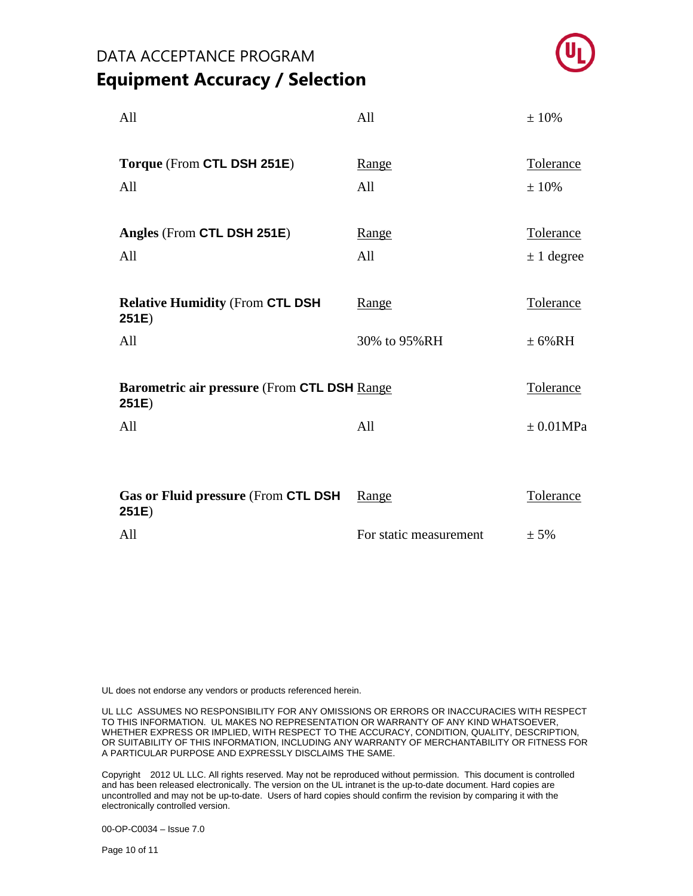| All | All | ± 10% |
|---|---|---|

| **Torque** (From **CTL DSH 251E**) | Range | Tolerance |
|---|---|---|
| All | All | ± 10% |

| **Angles** (From **CTL DSH 251E**) | Range | Tolerance |
|---|---|---|
| All | All | ± 1 degree |

| **Relative Humidity** (From **CTL DSH 251E**) | Range | Tolerance |
|---|---|---|
| All | 30% to 95%RH | ± 6%RH |

| **Barometric air pressure** (From **CTL DSH 251E**) | Range | Tolerance |
|---|---|---|
| All | All | ± 0.01MPa |

| **Gas or Fluid pressure** (From **CTL DSH 251E**) | Range | Tolerance |
|---|---|---|
| All | For static measurement | ± 5% |

UL does not endorse any vendors or products referenced herein.

UL LLC ASSUMES NO RESPONSIBILITY FOR ANY OMISSIONS OR ERRORS OR INACCURACIES WITH RESPECT TO THIS INFORMATION. UL MAKES NO REPRESENTATION OR WARRANTY OF ANY KIND WHATSOEVER, WHETHER EXPRESS OR IMPLIED, WITH RESPECT TO THE ACCURACY, CONDITION, QUALITY, DESCRIPTION, OR SUITABILITY OF THIS INFORMATION, INCLUDING ANY WARRANTY OF MERCHANTABILITY OR FITNESS FOR A PARTICULAR PURPOSE AND EXPRESSLY DISCLAIMS THE SAME.

Copyright 2012 UL LLC. All rights reserved. May not be reproduced without permission. This document is controlled and has been released electronically. The version on the UL intranet is the up-to-date document. Hard copies are uncontrolled and may not be up-to-date. Users of hard copies should confirm the revision by comparing it with the electronically controlled version.

00-OP-C0034 – Issue 7.0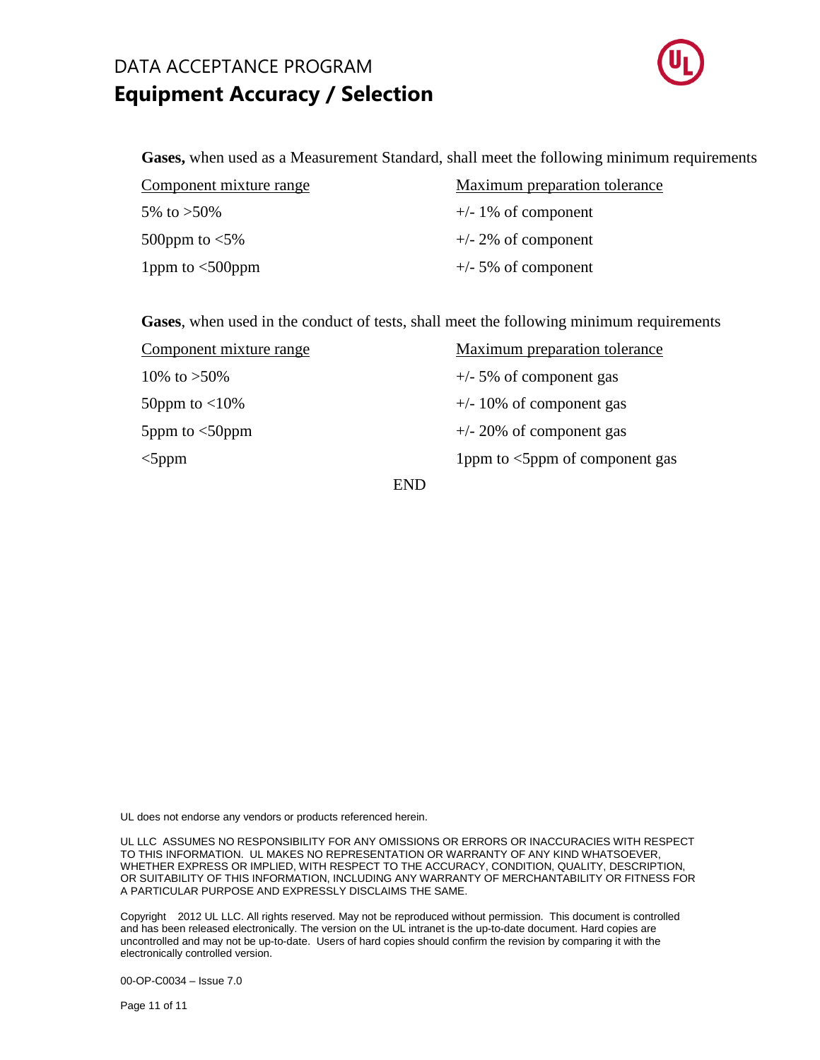**Gases,** when used as a Measurement Standard, shall meet the following minimum requirements

| Component mixture range | Maximum preparation tolerance |
|---|---|
| 5% to >50% | +/- 1% of component |
| 500ppm to <5% | +/- 2% of component |
| 1ppm to <500ppm | +/- 5% of component |

**Gases**, when used in the conduct of tests, shall meet the following minimum requirements

| Component mixture range | Maximum preparation tolerance |
|---|---|
| 10% to >50% | +/- 5% of component gas |
| 50ppm to <10% | +/- 10% of component gas |
| 5ppm to <50ppm | +/- 20% of component gas |
| <5ppm | 1ppm to <5ppm of component gas |

END

UL does not endorse any vendors or products referenced herein.

UL LLC ASSUMES NO RESPONSIBILITY FOR ANY OMISSIONS OR ERRORS OR INACCURACIES WITH RESPECT TO THIS INFORMATION. UL MAKES NO REPRESENTATION OR WARRANTY OF ANY KIND WHATSOEVER, WHETHER EXPRESS OR IMPLIED, WITH RESPECT TO THE ACCURACY, CONDITION, QUALITY, DESCRIPTION, OR SUITABILITY OF THIS INFORMATION, INCLUDING ANY WARRANTY OF MERCHANTABILITY OR FITNESS FOR A PARTICULAR PURPOSE AND EXPRESSLY DISCLAIMS THE SAME.

Copyright 2012 UL LLC. All rights reserved. May not be reproduced without permission. This document is controlled and has been released electronically. The version on the UL intranet is the up-to-date document. Hard copies are uncontrolled and may not be up-to-date. Users of hard copies should confirm the revision by comparing it with the electronically controlled version.

00-OP-C0034 – Issue 7.0